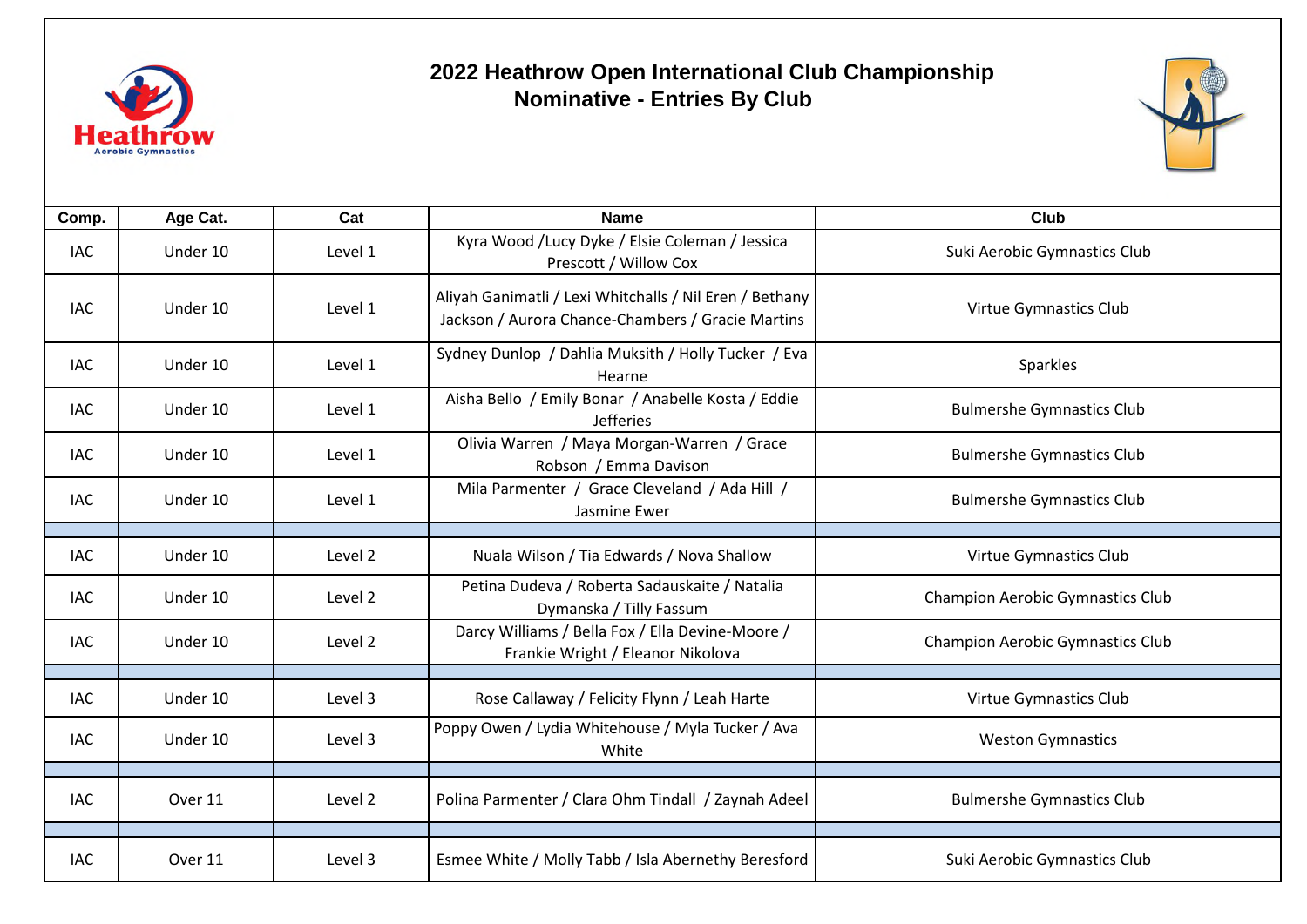# 2022 Heathrow Open International Club Championship

## Nominative - Entries By Club

| Comp. | Age Cat. | Cat | Name | Club |
|---|---|---|---|---|
| IAC | Under 10 | Level 1 | Kyra Wood /Lucy Dyke / Elsie Coleman / Jessica Prescott / Willow Cox | Suki Aerobic Gymnastics Club |
| IAC | Under 10 | Level 1 | Aliyah Ganimatli / Lexi Whitchalls / Nil Eren / Bethany Jackson / Aurora Chance-Chambers / Gracie Martins | Virtue Gymnastics Club |
| IAC | Under 10 | Level 1 | Sydney Dunlop / Dahlia Muksith / Holly Tucker / Eva Hearne | Sparkles |
| IAC | Under 10 | Level 1 | Aisha Bello / Emily Bonar / Anabelle Kosta / Eddie Jefferies | Bulmershe Gymnastics Club |
| IAC | Under 10 | Level 1 | Olivia Warren / Maya Morgan-Warren / Grace Robson / Emma Davison | Bulmershe Gymnastics Club |
| IAC | Under 10 | Level 1 | Mila Parmenter / Grace Cleveland / Ada Hill / Jasmine Ewer | Bulmershe Gymnastics Club |
| | | | | |
| IAC | Under 10 | Level 2 | Nuala Wilson / Tia Edwards / Nova Shallow | Virtue Gymnastics Club |
| IAC | Under 10 | Level 2 | Petina Dudeva / Roberta Sadauskaite / Natalia Dymanska / Tilly Fassum | Champion Aerobic Gymnastics Club |
| IAC | Under 10 | Level 2 | Darcy Williams / Bella Fox / Ella Devine-Moore / Frankie Wright / Eleanor Nikolova | Champion Aerobic Gymnastics Club |
| | | | | |
| IAC | Under 10 | Level 3 | Rose Callaway / Felicity Flynn / Leah Harte | Virtue Gymnastics Club |
| IAC | Under 10 | Level 3 | Poppy Owen / Lydia Whitehouse / Myla Tucker / Ava White | Weston Gymnastics |
| | | | | |
| IAC | Over 11 | Level 2 | Polina Parmenter / Clara Ohm Tindall / Zaynah Adeel | Bulmershe Gymnastics Club |
| | | | | |
| IAC | Over 11 | Level 3 | Esmee White / Molly Tabb / Isla Abernethy Beresford | Suki Aerobic Gymnastics Club |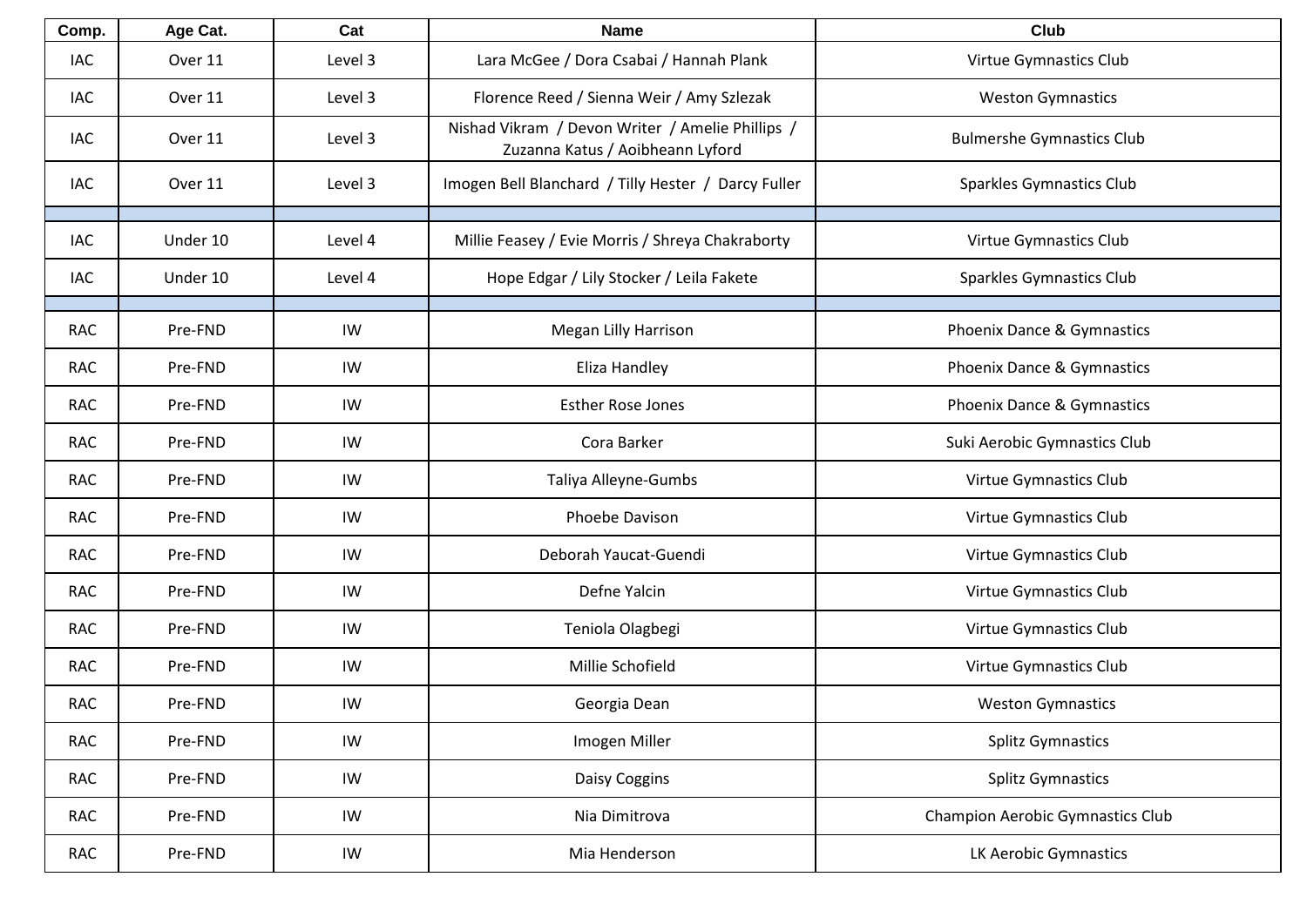| Comp. | Age Cat. | Cat | Name | Club |
|---|---|---|---|---|
| IAC | Over 11 | Level 3 | Lara McGee / Dora Csabai / Hannah Plank | Virtue Gymnastics Club |
| IAC | Over 11 | Level 3 | Florence Reed / Sienna Weir / Amy Szlezak | Weston Gymnastics |
| IAC | Over 11 | Level 3 | Nishad Vikram / Devon Writer / Amelie Phillips / Zuzanna Katus / Aoibheann Lyford | Bulmershe Gymnastics Club |
| IAC | Over 11 | Level 3 | Imogen Bell Blanchard / Tilly Hester / Darcy Fuller | Sparkles Gymnastics Club |
| | | | | |
| IAC | Under 10 | Level 4 | Millie Feasey / Evie Morris / Shreya Chakraborty | Virtue Gymnastics Club |
| IAC | Under 10 | Level 4 | Hope Edgar / Lily Stocker / Leila Fakete | Sparkles Gymnastics Club |
| | | | | |
| RAC | Pre-FND | IW | Megan Lilly Harrison | Phoenix Dance & Gymnastics |
| RAC | Pre-FND | IW | Eliza Handley | Phoenix Dance & Gymnastics |
| RAC | Pre-FND | IW | Esther Rose Jones | Phoenix Dance & Gymnastics |
| RAC | Pre-FND | IW | Cora Barker | Suki Aerobic Gymnastics Club |
| RAC | Pre-FND | IW | Taliya Alleyne-Gumbs | Virtue Gymnastics Club |
| RAC | Pre-FND | IW | Phoebe Davison | Virtue Gymnastics Club |
| RAC | Pre-FND | IW | Deborah Yaucat-Guendi | Virtue Gymnastics Club |
| RAC | Pre-FND | IW | Defne Yalcin | Virtue Gymnastics Club |
| RAC | Pre-FND | IW | Teniola Olagbegi | Virtue Gymnastics Club |
| RAC | Pre-FND | IW | Millie Schofield | Virtue Gymnastics Club |
| RAC | Pre-FND | IW | Georgia Dean | Weston Gymnastics |
| RAC | Pre-FND | IW | Imogen Miller | Splitz Gymnastics |
| RAC | Pre-FND | IW | Daisy Coggins | Splitz Gymnastics |
| RAC | Pre-FND | IW | Nia Dimitrova | Champion Aerobic Gymnastics Club |
| RAC | Pre-FND | IW | Mia Henderson | LK Aerobic Gymnastics |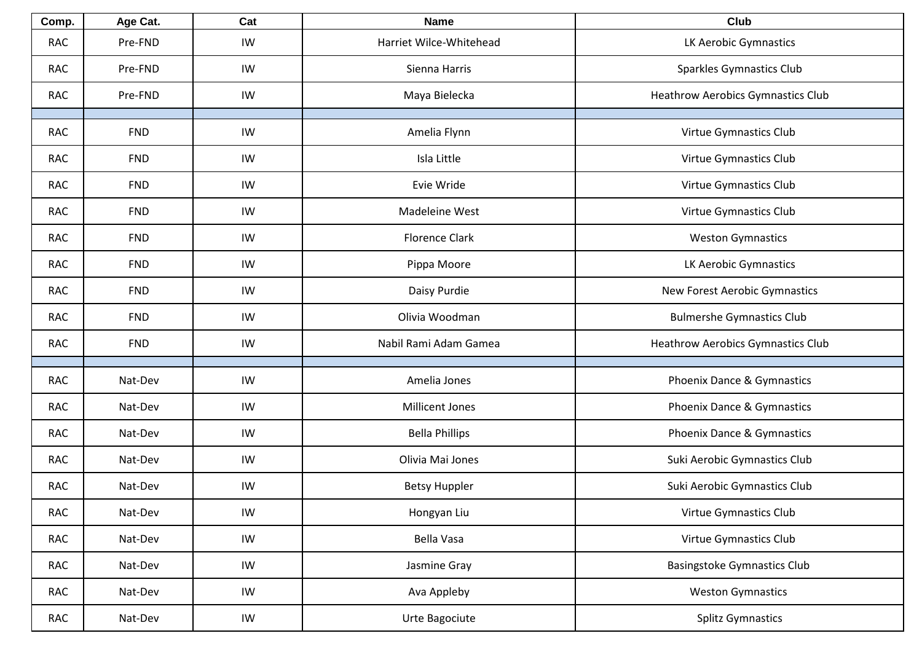| Comp. | Age Cat. | Cat | Name | Club |
|---|---|---|---|---|
| RAC | Pre-FND | IW | Harriet Wilce-Whitehead | LK Aerobic Gymnastics |
| RAC | Pre-FND | IW | Sienna Harris | Sparkles Gymnastics Club |
| RAC | Pre-FND | IW | Maya Bielecka | Heathrow Aerobics Gymnastics Club |
| | | | | |
| RAC | FND | IW | Amelia Flynn | Virtue Gymnastics Club |
| RAC | FND | IW | Isla Little | Virtue Gymnastics Club |
| RAC | FND | IW | Evie Wride | Virtue Gymnastics Club |
| RAC | FND | IW | Madeleine West | Virtue Gymnastics Club |
| RAC | FND | IW | Florence Clark | Weston Gymnastics |
| RAC | FND | IW | Pippa Moore | LK Aerobic Gymnastics |
| RAC | FND | IW | Daisy Purdie | New Forest Aerobic Gymnastics |
| RAC | FND | IW | Olivia Woodman | Bulmershe Gymnastics Club |
| RAC | FND | IW | Nabil Rami Adam Gamea | Heathrow Aerobics Gymnastics Club |
| | | | | |
| RAC | Nat-Dev | IW | Amelia Jones | Phoenix Dance & Gymnastics |
| RAC | Nat-Dev | IW | Millicent Jones | Phoenix Dance & Gymnastics |
| RAC | Nat-Dev | IW | Bella Phillips | Phoenix Dance & Gymnastics |
| RAC | Nat-Dev | IW | Olivia Mai Jones | Suki Aerobic Gymnastics Club |
| RAC | Nat-Dev | IW | Betsy Huppler | Suki Aerobic Gymnastics Club |
| RAC | Nat-Dev | IW | Hongyan Liu | Virtue Gymnastics Club |
| RAC | Nat-Dev | IW | Bella Vasa | Virtue Gymnastics Club |
| RAC | Nat-Dev | IW | Jasmine Gray | Basingstoke Gymnastics Club |
| RAC | Nat-Dev | IW | Ava Appleby | Weston Gymnastics |
| RAC | Nat-Dev | IW | Urte Bagociute | Splitz Gymnastics |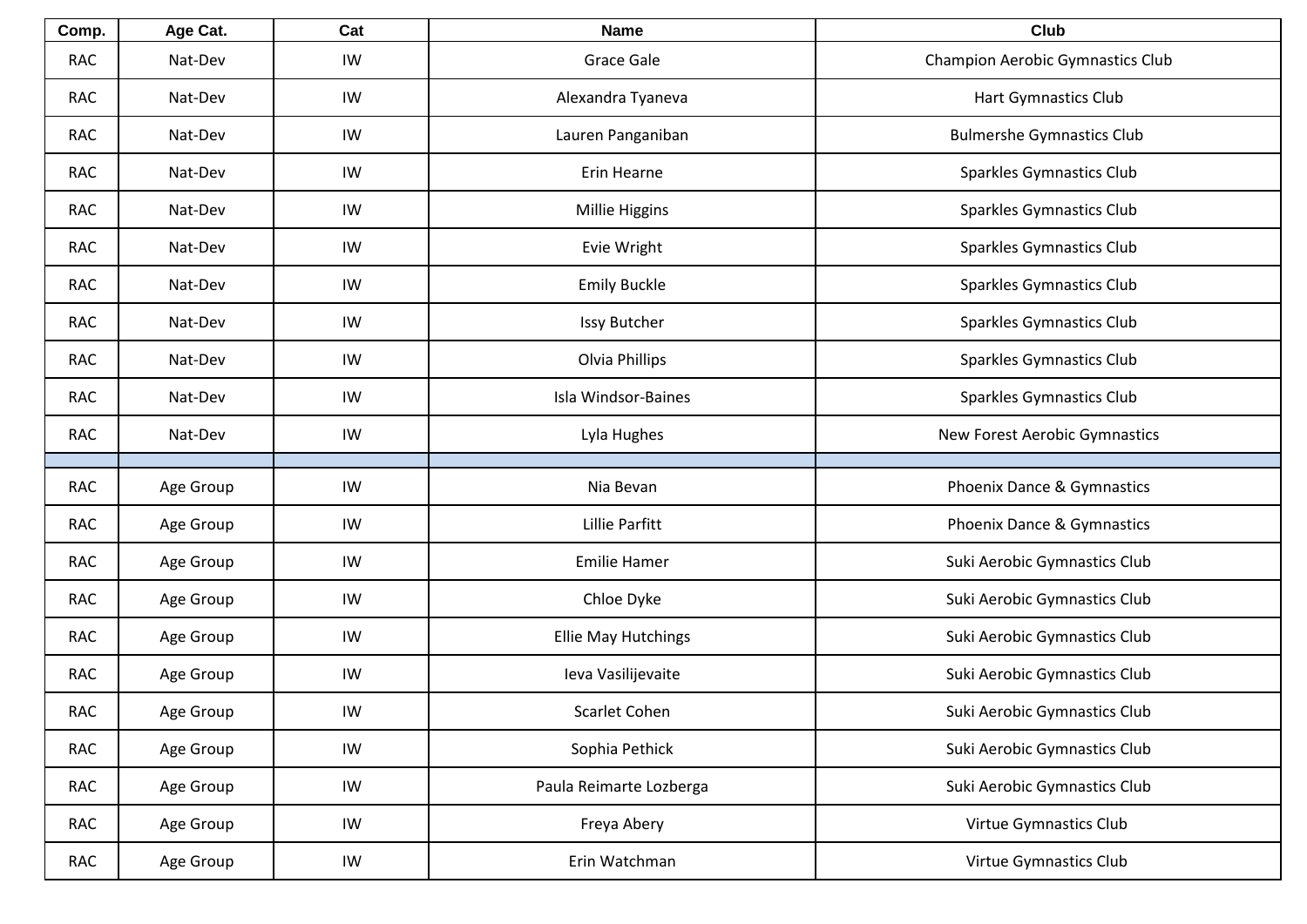| Comp. | Age Cat. | Cat | Name | Club |
|---|---|---|---|---|
| RAC | Nat-Dev | IW | Grace Gale | Champion Aerobic Gymnastics Club |
| RAC | Nat-Dev | IW | Alexandra Tyaneva | Hart Gymnastics Club |
| RAC | Nat-Dev | IW | Lauren Panganiban | Bulmershe Gymnastics Club |
| RAC | Nat-Dev | IW | Erin Hearne | Sparkles Gymnastics Club |
| RAC | Nat-Dev | IW | Millie Higgins | Sparkles Gymnastics Club |
| RAC | Nat-Dev | IW | Evie Wright | Sparkles Gymnastics Club |
| RAC | Nat-Dev | IW | Emily Buckle | Sparkles Gymnastics Club |
| RAC | Nat-Dev | IW | Issy Butcher | Sparkles Gymnastics Club |
| RAC | Nat-Dev | IW | Olvia Phillips | Sparkles Gymnastics Club |
| RAC | Nat-Dev | IW | Isla Windsor-Baines | Sparkles Gymnastics Club |
| RAC | Nat-Dev | IW | Lyla Hughes | New Forest Aerobic Gymnastics |
| | | | | |
| RAC | Age Group | IW | Nia Bevan | Phoenix Dance & Gymnastics |
| RAC | Age Group | IW | Lillie Parfitt | Phoenix Dance & Gymnastics |
| RAC | Age Group | IW | Emilie Hamer | Suki Aerobic Gymnastics Club |
| RAC | Age Group | IW | Chloe Dyke | Suki Aerobic Gymnastics Club |
| RAC | Age Group | IW | Ellie May Hutchings | Suki Aerobic Gymnastics Club |
| RAC | Age Group | IW | Ieva Vasilijevaite | Suki Aerobic Gymnastics Club |
| RAC | Age Group | IW | Scarlet Cohen | Suki Aerobic Gymnastics Club |
| RAC | Age Group | IW | Sophia Pethick | Suki Aerobic Gymnastics Club |
| RAC | Age Group | IW | Paula Reimarte Lozberga | Suki Aerobic Gymnastics Club |
| RAC | Age Group | IW | Freya Abery | Virtue Gymnastics Club |
| RAC | Age Group | IW | Erin Watchman | Virtue Gymnastics Club |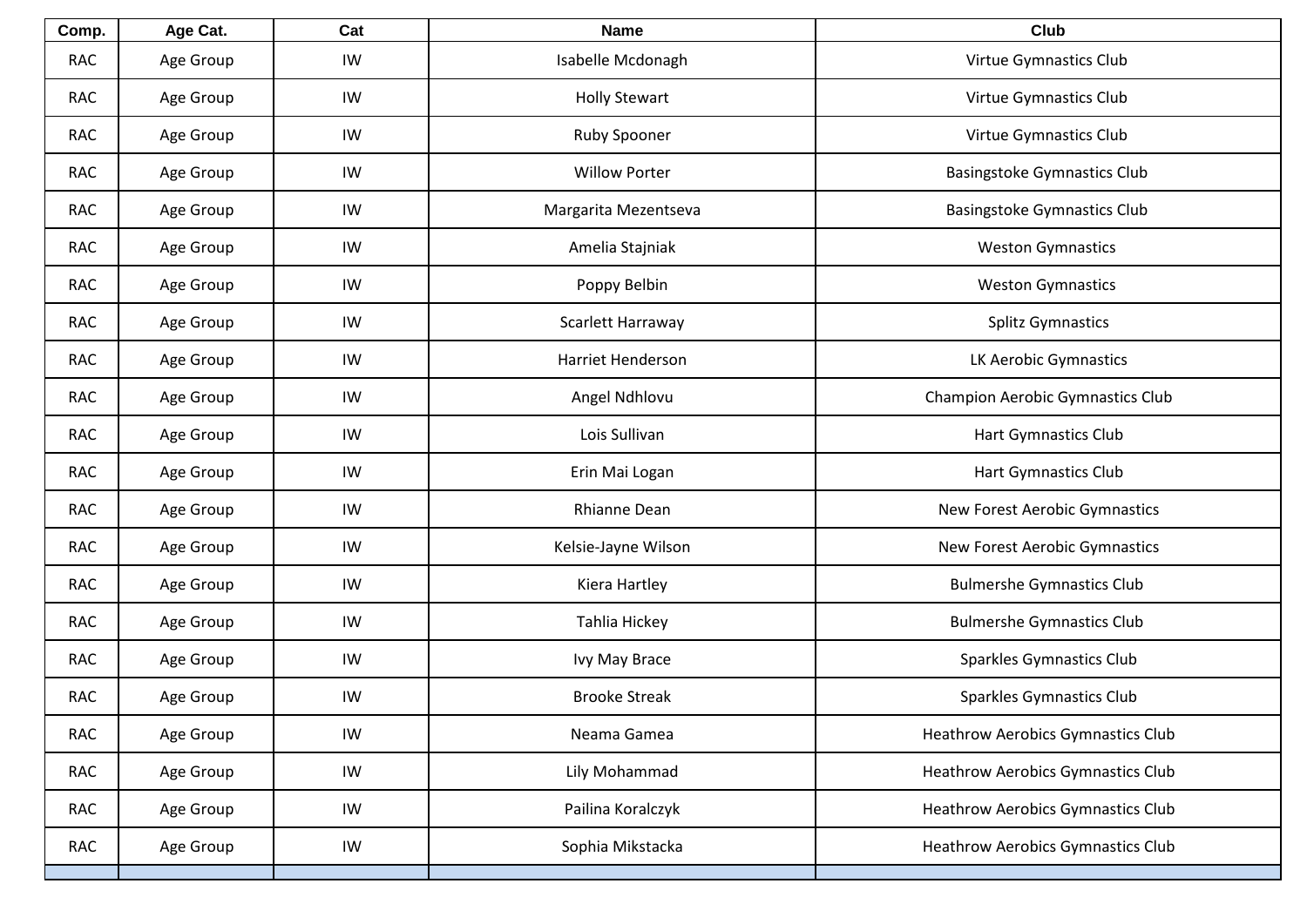| Comp. | Age Cat. | Cat | Name | Club |
|---|---|---|---|---|
| RAC | Age Group | IW | Isabelle Mcdonagh | Virtue Gymnastics Club |
| RAC | Age Group | IW | Holly Stewart | Virtue Gymnastics Club |
| RAC | Age Group | IW | Ruby Spooner | Virtue Gymnastics Club |
| RAC | Age Group | IW | Willow Porter | Basingstoke Gymnastics Club |
| RAC | Age Group | IW | Margarita Mezentseva | Basingstoke Gymnastics Club |
| RAC | Age Group | IW | Amelia Stajniak | Weston Gymnastics |
| RAC | Age Group | IW | Poppy Belbin | Weston Gymnastics |
| RAC | Age Group | IW | Scarlett Harraway | Splitz Gymnastics |
| RAC | Age Group | IW | Harriet Henderson | LK Aerobic Gymnastics |
| RAC | Age Group | IW | Angel Ndhlovu | Champion Aerobic Gymnastics Club |
| RAC | Age Group | IW | Lois Sullivan | Hart Gymnastics Club |
| RAC | Age Group | IW | Erin Mai Logan | Hart Gymnastics Club |
| RAC | Age Group | IW | Rhianne Dean | New Forest Aerobic Gymnastics |
| RAC | Age Group | IW | Kelsie-Jayne Wilson | New Forest Aerobic Gymnastics |
| RAC | Age Group | IW | Kiera Hartley | Bulmershe Gymnastics Club |
| RAC | Age Group | IW | Tahlia Hickey | Bulmershe Gymnastics Club |
| RAC | Age Group | IW | Ivy May Brace | Sparkles Gymnastics Club |
| RAC | Age Group | IW | Brooke Streak | Sparkles Gymnastics Club |
| RAC | Age Group | IW | Neama Gamea | Heathrow Aerobics Gymnastics Club |
| RAC | Age Group | IW | Lily Mohammad | Heathrow Aerobics Gymnastics Club |
| RAC | Age Group | IW | Pailina Koralczyk | Heathrow Aerobics Gymnastics Club |
| RAC | Age Group | IW | Sophia Mikstacka | Heathrow Aerobics Gymnastics Club |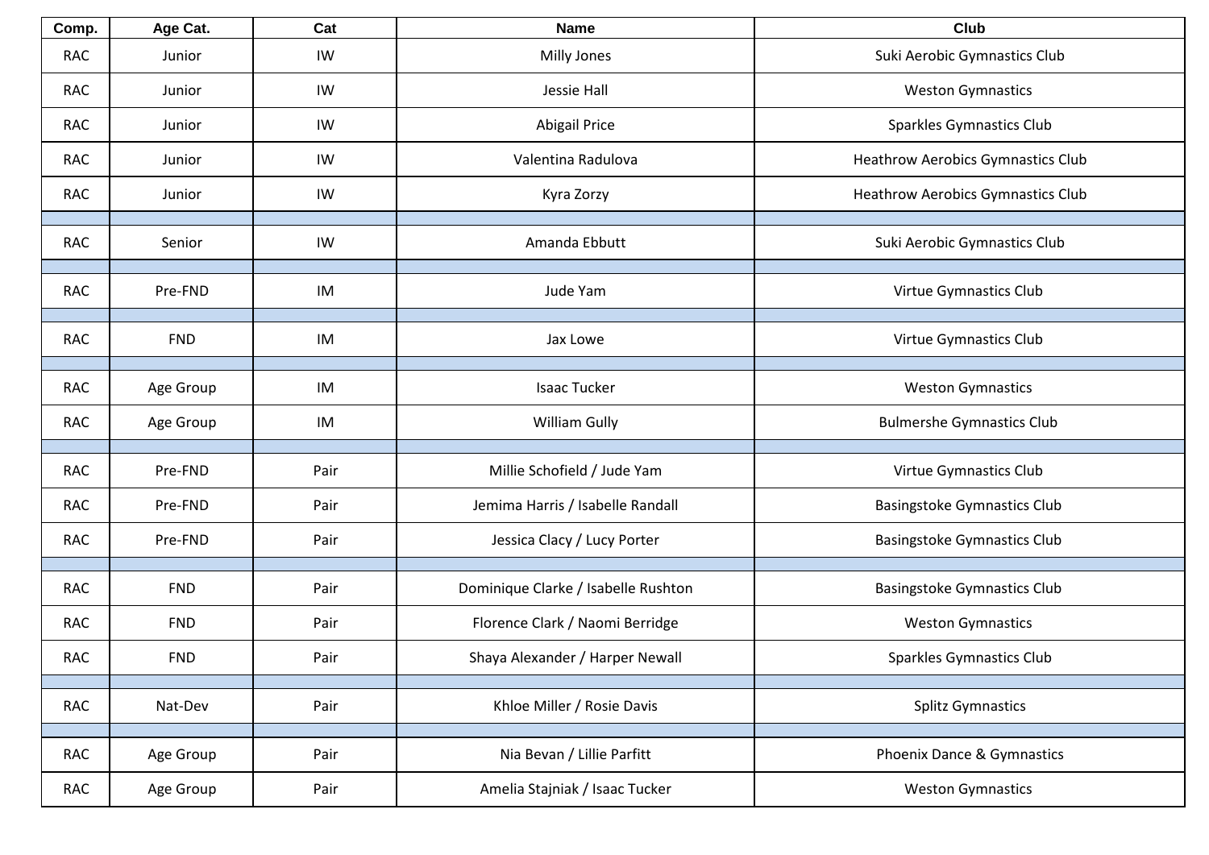| Comp. | Age Cat. | Cat | Name | Club |
|---|---|---|---|---|
| RAC | Junior | IW | Milly Jones | Suki Aerobic Gymnastics Club |
| RAC | Junior | IW | Jessie Hall | Weston Gymnastics |
| RAC | Junior | IW | Abigail Price | Sparkles Gymnastics Club |
| RAC | Junior | IW | Valentina Radulova | Heathrow Aerobics Gymnastics Club |
| RAC | Junior | IW | Kyra Zorzy | Heathrow Aerobics Gymnastics Club |
| | | | | |
| RAC | Senior | IW | Amanda Ebbutt | Suki Aerobic Gymnastics Club |
| | | | | |
| RAC | Pre-FND | IM | Jude Yam | Virtue Gymnastics Club |
| | | | | |
| RAC | FND | IM | Jax Lowe | Virtue Gymnastics Club |
| | | | | |
| RAC | Age Group | IM | Isaac Tucker | Weston Gymnastics |
| RAC | Age Group | IM | William Gully | Bulmershe Gymnastics Club |
| | | | | |
| RAC | Pre-FND | Pair | Millie Schofield / Jude Yam | Virtue Gymnastics Club |
| RAC | Pre-FND | Pair | Jemima Harris / Isabelle Randall | Basingstoke Gymnastics Club |
| RAC | Pre-FND | Pair | Jessica Clacy / Lucy Porter | Basingstoke Gymnastics Club |
| | | | | |
| RAC | FND | Pair | Dominique Clarke / Isabelle Rushton | Basingstoke Gymnastics Club |
| RAC | FND | Pair | Florence Clark / Naomi Berridge | Weston Gymnastics |
| RAC | FND | Pair | Shaya Alexander / Harper Newall | Sparkles Gymnastics Club |
| | | | | |
| RAC | Nat-Dev | Pair | Khloe Miller / Rosie Davis | Splitz Gymnastics |
| | | | | |
| RAC | Age Group | Pair | Nia Bevan / Lillie Parfitt | Phoenix Dance & Gymnastics |
| RAC | Age Group | Pair | Amelia Stajniak / Isaac Tucker | Weston Gymnastics |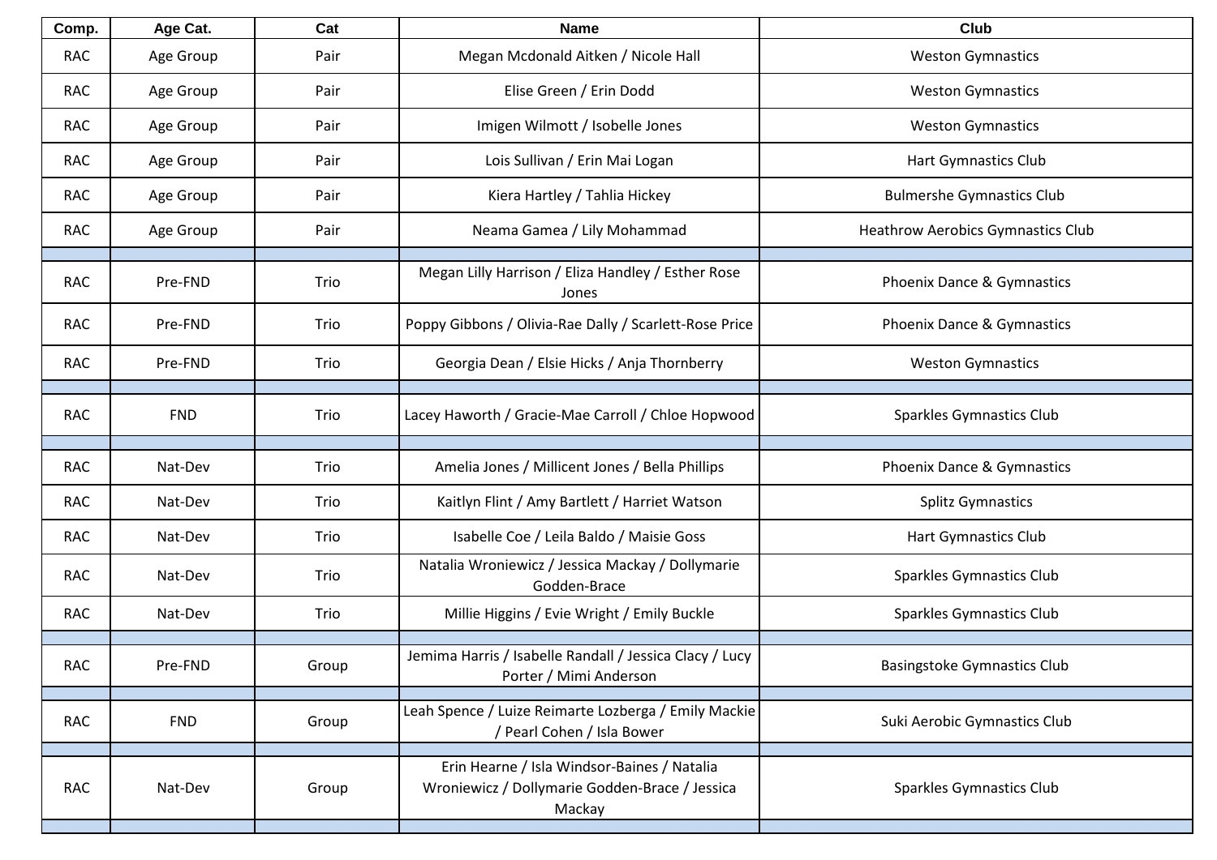| Comp. | Age Cat. | Cat | Name | Club |
|---|---|---|---|---|
| RAC | Age Group | Pair | Megan Mcdonald Aitken / Nicole Hall | Weston Gymnastics |
| RAC | Age Group | Pair | Elise Green / Erin Dodd | Weston Gymnastics |
| RAC | Age Group | Pair | Imigen Wilmott / Isobelle Jones | Weston Gymnastics |
| RAC | Age Group | Pair | Lois Sullivan / Erin Mai Logan | Hart Gymnastics Club |
| RAC | Age Group | Pair | Kiera Hartley / Tahlia Hickey | Bulmershe Gymnastics Club |
| RAC | Age Group | Pair | Neama Gamea / Lily Mohammad | Heathrow Aerobics Gymnastics Club |
| | | | | |
| RAC | Pre-FND | Trio | Megan Lilly Harrison / Eliza Handley / Esther Rose Jones | Phoenix Dance & Gymnastics |
| RAC | Pre-FND | Trio | Poppy Gibbons / Olivia-Rae Dally / Scarlett-Rose Price | Phoenix Dance & Gymnastics |
| RAC | Pre-FND | Trio | Georgia Dean / Elsie Hicks / Anja Thornberry | Weston Gymnastics |
| | | | | |
| RAC | FND | Trio | Lacey Haworth / Gracie-Mae Carroll / Chloe Hopwood | Sparkles Gymnastics Club |
| | | | | |
| RAC | Nat-Dev | Trio | Amelia Jones / Millicent Jones / Bella Phillips | Phoenix Dance & Gymnastics |
| RAC | Nat-Dev | Trio | Kaitlyn Flint / Amy Bartlett / Harriet Watson | Splitz Gymnastics |
| RAC | Nat-Dev | Trio | Isabelle Coe / Leila Baldo / Maisie Goss | Hart Gymnastics Club |
| RAC | Nat-Dev | Trio | Natalia Wroniewicz / Jessica Mackay / Dollymarie Godden-Brace | Sparkles Gymnastics Club |
| RAC | Nat-Dev | Trio | Millie Higgins / Evie Wright / Emily Buckle | Sparkles Gymnastics Club |
| | | | | |
| RAC | Pre-FND | Group | Jemima Harris / Isabelle Randall / Jessica Clacy / Lucy Porter / Mimi Anderson | Basingstoke Gymnastics Club |
| | | | | |
| RAC | FND | Group | Leah Spence / Luize Reimarte Lozberga / Emily Mackie / Pearl Cohen / Isla Bower | Suki Aerobic Gymnastics Club |
| | | | | |
| RAC | Nat-Dev | Group | Erin Hearne / Isla Windsor-Baines / Natalia Wroniewicz / Dollymarie Godden-Brace / Jessica Mackay | Sparkles Gymnastics Club |
| | | | | |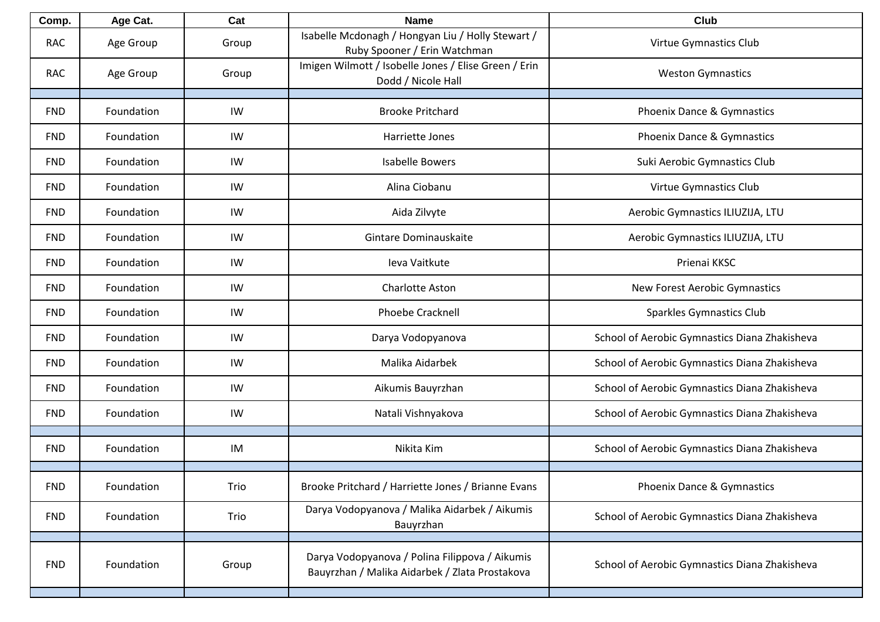| Comp. | Age Cat. | Cat | Name | Club |
|---|---|---|---|---|
| RAC | Age Group | Group | Isabelle Mcdonagh / Hongyan Liu / Holly Stewart / Ruby Spooner / Erin Watchman | Virtue Gymnastics Club |
| RAC | Age Group | Group | Imigen Wilmott / Isobelle Jones / Elise Green / Erin Dodd / Nicole Hall | Weston Gymnastics |
| | | | | |
| FND | Foundation | IW | Brooke Pritchard | Phoenix Dance & Gymnastics |
| FND | Foundation | IW | Harriette Jones | Phoenix Dance & Gymnastics |
| FND | Foundation | IW | Isabelle Bowers | Suki Aerobic Gymnastics Club |
| FND | Foundation | IW | Alina Ciobanu | Virtue Gymnastics Club |
| FND | Foundation | IW | Aida Zilvyte | Aerobic Gymnastics ILIUZIJA, LTU |
| FND | Foundation | IW | Gintare Dominauskaite | Aerobic Gymnastics ILIUZIJA, LTU |
| FND | Foundation | IW | Ieva Vaitkute | Prienai KKSC |
| FND | Foundation | IW | Charlotte Aston | New Forest Aerobic Gymnastics |
| FND | Foundation | IW | Phoebe Cracknell | Sparkles Gymnastics Club |
| FND | Foundation | IW | Darya Vodopyanova | School of Aerobic Gymnastics Diana Zhakisheva |
| FND | Foundation | IW | Malika Aidarbek | School of Aerobic Gymnastics Diana Zhakisheva |
| FND | Foundation | IW | Aikumis Bauyrzhan | School of Aerobic Gymnastics Diana Zhakisheva |
| FND | Foundation | IW | Natali Vishnyakova | School of Aerobic Gymnastics Diana Zhakisheva |
| | | | | |
| FND | Foundation | IM | Nikita Kim | School of Aerobic Gymnastics Diana Zhakisheva |
| | | | | |
| FND | Foundation | Trio | Brooke Pritchard / Harriette Jones / Brianne Evans | Phoenix Dance & Gymnastics |
| FND | Foundation | Trio | Darya Vodopyanova / Malika Aidarbek / Aikumis Bauyrzhan | School of Aerobic Gymnastics Diana Zhakisheva |
| | | | | |
| FND | Foundation | Group | Darya Vodopyanova / Polina Filippova / Aikumis Bauyrzhan / Malika Aidarbek / Zlata Prostakova | School of Aerobic Gymnastics Diana Zhakisheva |
| | | | | |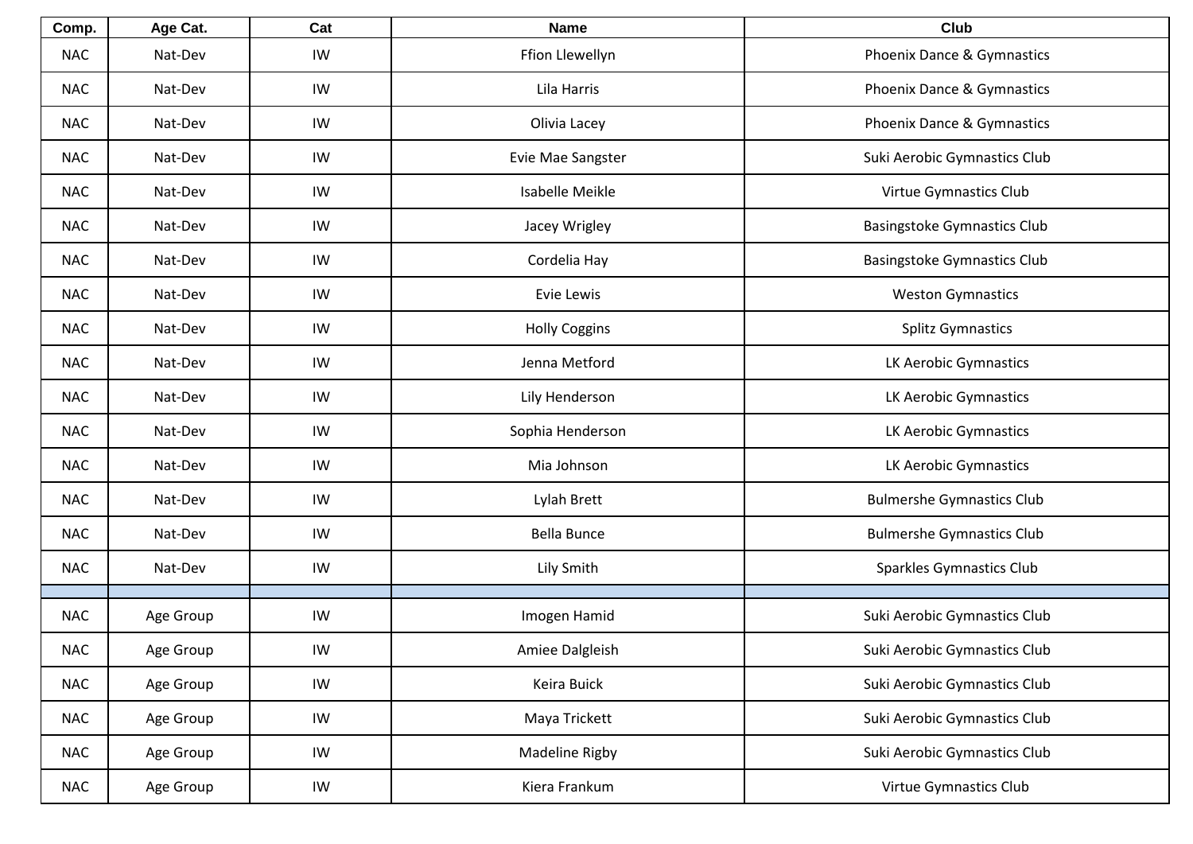| Comp. | Age Cat. | Cat | Name | Club |
|---|---|---|---|---|
| NAC | Nat-Dev | IW | Ffion Llewellyn | Phoenix Dance & Gymnastics |
| NAC | Nat-Dev | IW | Lila Harris | Phoenix Dance & Gymnastics |
| NAC | Nat-Dev | IW | Olivia Lacey | Phoenix Dance & Gymnastics |
| NAC | Nat-Dev | IW | Evie Mae Sangster | Suki Aerobic Gymnastics Club |
| NAC | Nat-Dev | IW | Isabelle Meikle | Virtue Gymnastics Club |
| NAC | Nat-Dev | IW | Jacey Wrigley | Basingstoke Gymnastics Club |
| NAC | Nat-Dev | IW | Cordelia Hay | Basingstoke Gymnastics Club |
| NAC | Nat-Dev | IW | Evie Lewis | Weston Gymnastics |
| NAC | Nat-Dev | IW | Holly Coggins | Splitz Gymnastics |
| NAC | Nat-Dev | IW | Jenna Metford | LK Aerobic Gymnastics |
| NAC | Nat-Dev | IW | Lily Henderson | LK Aerobic Gymnastics |
| NAC | Nat-Dev | IW | Sophia Henderson | LK Aerobic Gymnastics |
| NAC | Nat-Dev | IW | Mia Johnson | LK Aerobic Gymnastics |
| NAC | Nat-Dev | IW | Lylah Brett | Bulmershe Gymnastics Club |
| NAC | Nat-Dev | IW | Bella Bunce | Bulmershe Gymnastics Club |
| NAC | Nat-Dev | IW | Lily Smith | Sparkles Gymnastics Club |
| | | | | |
| NAC | Age Group | IW | Imogen Hamid | Suki Aerobic Gymnastics Club |
| NAC | Age Group | IW | Amiee Dalgleish | Suki Aerobic Gymnastics Club |
| NAC | Age Group | IW | Keira Buick | Suki Aerobic Gymnastics Club |
| NAC | Age Group | IW | Maya Trickett | Suki Aerobic Gymnastics Club |
| NAC | Age Group | IW | Madeline Rigby | Suki Aerobic Gymnastics Club |
| NAC | Age Group | IW | Kiera Frankum | Virtue Gymnastics Club |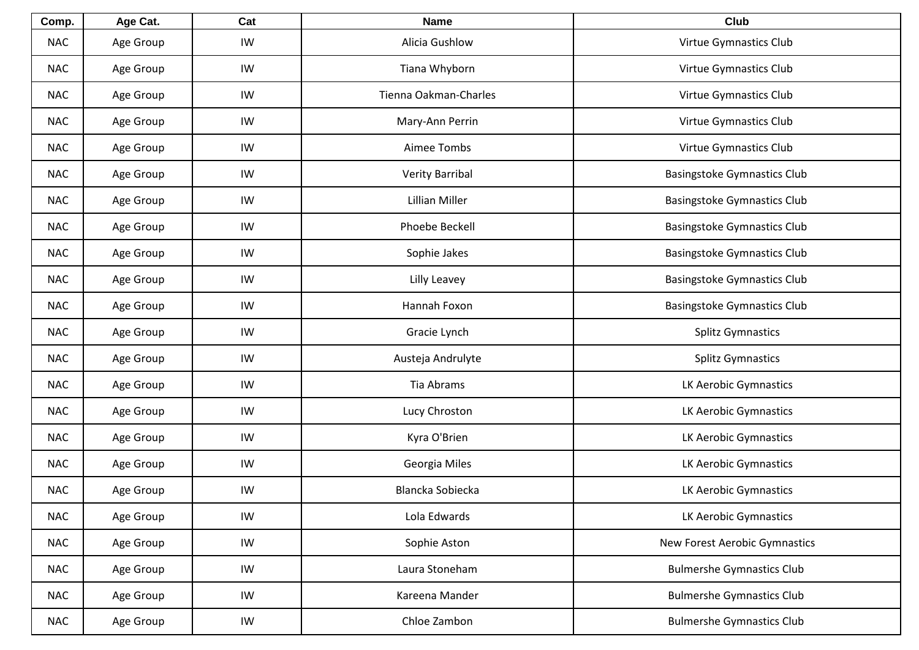| Comp. | Age Cat. | Cat | Name | Club |
|---|---|---|---|---|
| NAC | Age Group | IW | Alicia Gushlow | Virtue Gymnastics Club |
| NAC | Age Group | IW | Tiana Whyborn | Virtue Gymnastics Club |
| NAC | Age Group | IW | Tienna Oakman-Charles | Virtue Gymnastics Club |
| NAC | Age Group | IW | Mary-Ann Perrin | Virtue Gymnastics Club |
| NAC | Age Group | IW | Aimee Tombs | Virtue Gymnastics Club |
| NAC | Age Group | IW | Verity Barribal | Basingstoke Gymnastics Club |
| NAC | Age Group | IW | Lillian Miller | Basingstoke Gymnastics Club |
| NAC | Age Group | IW | Phoebe Beckell | Basingstoke Gymnastics Club |
| NAC | Age Group | IW | Sophie Jakes | Basingstoke Gymnastics Club |
| NAC | Age Group | IW | Lilly Leavey | Basingstoke Gymnastics Club |
| NAC | Age Group | IW | Hannah Foxon | Basingstoke Gymnastics Club |
| NAC | Age Group | IW | Gracie Lynch | Splitz Gymnastics |
| NAC | Age Group | IW | Austeja Andrulyte | Splitz Gymnastics |
| NAC | Age Group | IW | Tia Abrams | LK Aerobic Gymnastics |
| NAC | Age Group | IW | Lucy Chroston | LK Aerobic Gymnastics |
| NAC | Age Group | IW | Kyra O'Brien | LK Aerobic Gymnastics |
| NAC | Age Group | IW | Georgia Miles | LK Aerobic Gymnastics |
| NAC | Age Group | IW | Blancka Sobiecka | LK Aerobic Gymnastics |
| NAC | Age Group | IW | Lola Edwards | LK Aerobic Gymnastics |
| NAC | Age Group | IW | Sophie Aston | New Forest Aerobic Gymnastics |
| NAC | Age Group | IW | Laura Stoneham | Bulmershe Gymnastics Club |
| NAC | Age Group | IW | Kareena Mander | Bulmershe Gymnastics Club |
| NAC | Age Group | IW | Chloe Zambon | Bulmershe Gymnastics Club |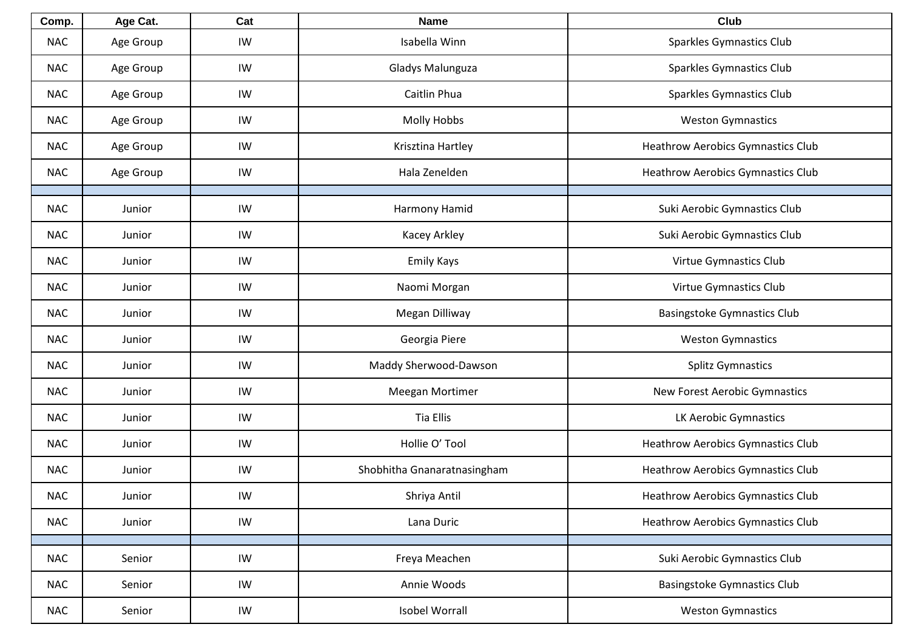| Comp. | Age Cat. | Cat | Name | Club |
|---|---|---|---|---|
| NAC | Age Group | IW | Isabella Winn | Sparkles Gymnastics Club |
| NAC | Age Group | IW | Gladys Malunguza | Sparkles Gymnastics Club |
| NAC | Age Group | IW | Caitlin Phua | Sparkles Gymnastics Club |
| NAC | Age Group | IW | Molly Hobbs | Weston Gymnastics |
| NAC | Age Group | IW | Krisztina Hartley | Heathrow Aerobics Gymnastics Club |
| NAC | Age Group | IW | Hala Zenelden | Heathrow Aerobics Gymnastics Club |
| | | | | |
| NAC | Junior | IW | Harmony Hamid | Suki Aerobic Gymnastics Club |
| NAC | Junior | IW | Kacey Arkley | Suki Aerobic Gymnastics Club |
| NAC | Junior | IW | Emily Kays | Virtue Gymnastics Club |
| NAC | Junior | IW | Naomi Morgan | Virtue Gymnastics Club |
| NAC | Junior | IW | Megan Dilliway | Basingstoke Gymnastics Club |
| NAC | Junior | IW | Georgia Piere | Weston Gymnastics |
| NAC | Junior | IW | Maddy Sherwood-Dawson | Splitz Gymnastics |
| NAC | Junior | IW | Meegan Mortimer | New Forest Aerobic Gymnastics |
| NAC | Junior | IW | Tia Ellis | LK Aerobic Gymnastics |
| NAC | Junior | IW | Hollie O' Tool | Heathrow Aerobics Gymnastics Club |
| NAC | Junior | IW | Shobhitha Gnanaratnasingham | Heathrow Aerobics Gymnastics Club |
| NAC | Junior | IW | Shriya Antil | Heathrow Aerobics Gymnastics Club |
| NAC | Junior | IW | Lana Duric | Heathrow Aerobics Gymnastics Club |
| | | | | |
| NAC | Senior | IW | Freya Meachen | Suki Aerobic Gymnastics Club |
| NAC | Senior | IW | Annie Woods | Basingstoke Gymnastics Club |
| NAC | Senior | IW | Isobel Worrall | Weston Gymnastics |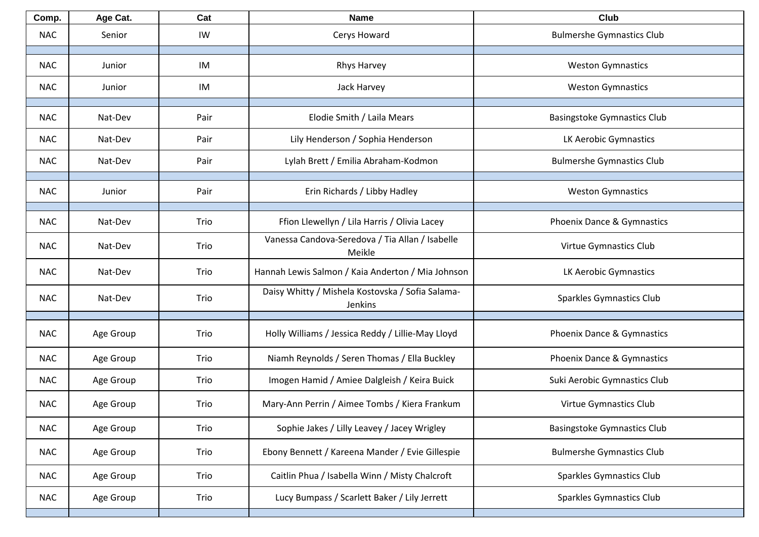| Comp. | Age Cat. | Cat | Name | Club |
| --- | --- | --- | --- | --- |
| NAC | Senior | IW | Cerys Howard | Bulmershe Gymnastics Club |
| | | | | |
| NAC | Junior | IM | Rhys Harvey | Weston Gymnastics |
| NAC | Junior | IM | Jack Harvey | Weston Gymnastics |
| | | | | |
| NAC | Nat-Dev | Pair | Elodie Smith / Laila Mears | Basingstoke Gymnastics Club |
| NAC | Nat-Dev | Pair | Lily Henderson / Sophia Henderson | LK Aerobic Gymnastics |
| NAC | Nat-Dev | Pair | Lylah Brett / Emilia Abraham-Kodmon | Bulmershe Gymnastics Club |
| | | | | |
| NAC | Junior | Pair | Erin Richards / Libby Hadley | Weston Gymnastics |
| | | | | |
| NAC | Nat-Dev | Trio | Ffion Llewellyn / Lila Harris / Olivia Lacey | Phoenix Dance & Gymnastics |
| NAC | Nat-Dev | Trio | Vanessa Candova-Seredova / Tia Allan / Isabelle Meikle | Virtue Gymnastics Club |
| NAC | Nat-Dev | Trio | Hannah Lewis Salmon / Kaia Anderton / Mia Johnson | LK Aerobic Gymnastics |
| NAC | Nat-Dev | Trio | Daisy Whitty / Mishela Kostovska / Sofia Salama-Jenkins | Sparkles Gymnastics Club |
| | | | | |
| NAC | Age Group | Trio | Holly Williams / Jessica Reddy / Lillie-May Lloyd | Phoenix Dance & Gymnastics |
| NAC | Age Group | Trio | Niamh Reynolds / Seren Thomas / Ella Buckley | Phoenix Dance & Gymnastics |
| NAC | Age Group | Trio | Imogen Hamid / Amiee Dalgleish / Keira Buick | Suki Aerobic Gymnastics Club |
| NAC | Age Group | Trio | Mary-Ann Perrin / Aimee Tombs / Kiera Frankum | Virtue Gymnastics Club |
| NAC | Age Group | Trio | Sophie Jakes / Lilly Leavey / Jacey Wrigley | Basingstoke Gymnastics Club |
| NAC | Age Group | Trio | Ebony Bennett / Kareena Mander / Evie Gillespie | Bulmershe Gymnastics Club |
| NAC | Age Group | Trio | Caitlin Phua / Isabella Winn / Misty Chalcroft | Sparkles Gymnastics Club |
| NAC | Age Group | Trio | Lucy Bumpass / Scarlett Baker / Lily Jerrett | Sparkles Gymnastics Club |
| | | | | |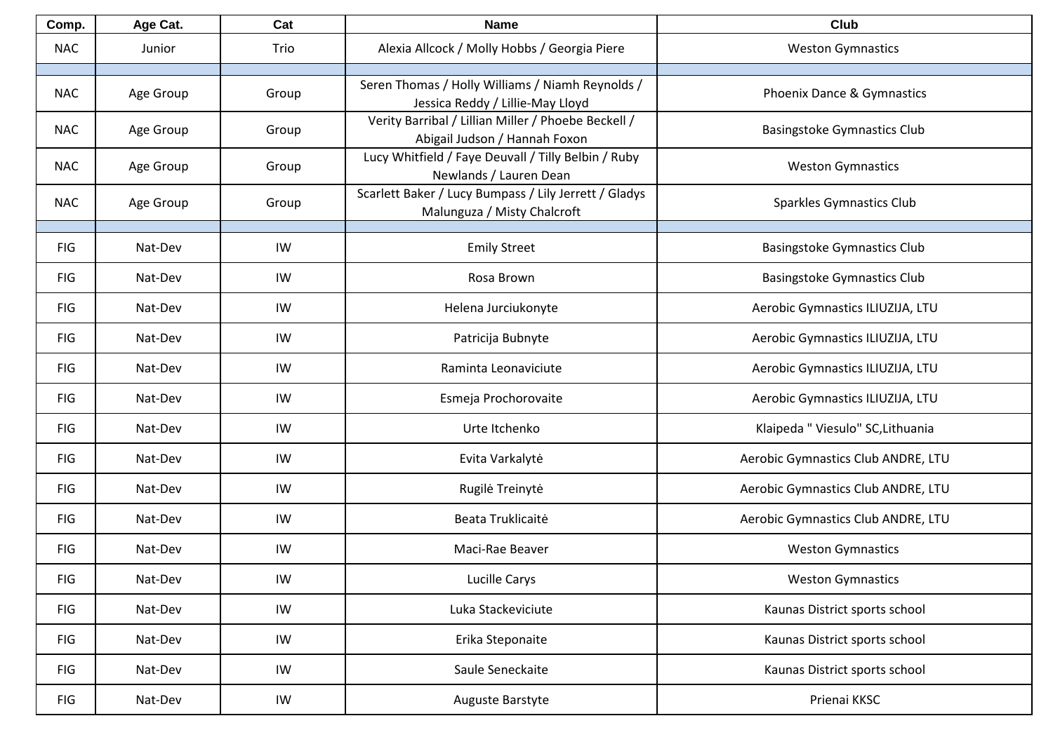| Comp. | Age Cat. | Cat | Name | Club |
|---|---|---|---|---|
| NAC | Junior | Trio | Alexia Allcock / Molly Hobbs / Georgia Piere | Weston Gymnastics |
| | | | | |
| NAC | Age Group | Group | Seren Thomas / Holly Williams / Niamh Reynolds / Jessica Reddy / Lillie-May Lloyd | Phoenix Dance & Gymnastics |
| NAC | Age Group | Group | Verity Barribal / Lillian Miller / Phoebe Beckell / Abigail Judson / Hannah Foxon | Basingstoke Gymnastics Club |
| NAC | Age Group | Group | Lucy Whitfield / Faye Deuvall / Tilly Belbin / Ruby Newlands / Lauren Dean | Weston Gymnastics |
| NAC | Age Group | Group | Scarlett Baker / Lucy Bumpass / Lily Jerrett / Gladys Malunguza / Misty Chalcroft | Sparkles Gymnastics Club |
| | | | | |
| FIG | Nat-Dev | IW | Emily Street | Basingstoke Gymnastics Club |
| FIG | Nat-Dev | IW | Rosa Brown | Basingstoke Gymnastics Club |
| FIG | Nat-Dev | IW | Helena Jurciukonyte | Aerobic Gymnastics ILIUZIJA, LTU |
| FIG | Nat-Dev | IW | Patricija Bubnyte | Aerobic Gymnastics ILIUZIJA, LTU |
| FIG | Nat-Dev | IW | Raminta Leonaviciute | Aerobic Gymnastics ILIUZIJA, LTU |
| FIG | Nat-Dev | IW | Esmeja Prochorovaite | Aerobic Gymnastics ILIUZIJA, LTU |
| FIG | Nat-Dev | IW | Urte Itchenko | Klaipeda " Viesulo" SC,Lithuania |
| FIG | Nat-Dev | IW | Evita Varkalytė | Aerobic Gymnastics Club ANDRE, LTU |
| FIG | Nat-Dev | IW | Rugilė Treinytė | Aerobic Gymnastics Club ANDRE, LTU |
| FIG | Nat-Dev | IW | Beata Truklicaitė | Aerobic Gymnastics Club ANDRE, LTU |
| FIG | Nat-Dev | IW | Maci-Rae Beaver | Weston Gymnastics |
| FIG | Nat-Dev | IW | Lucille Carys | Weston Gymnastics |
| FIG | Nat-Dev | IW | Luka Stackeviciute | Kaunas District sports school |
| FIG | Nat-Dev | IW | Erika Steponaite | Kaunas District sports school |
| FIG | Nat-Dev | IW | Saule Seneckaite | Kaunas District sports school |
| FIG | Nat-Dev | IW | Auguste Barstyte | Prienai KKSC |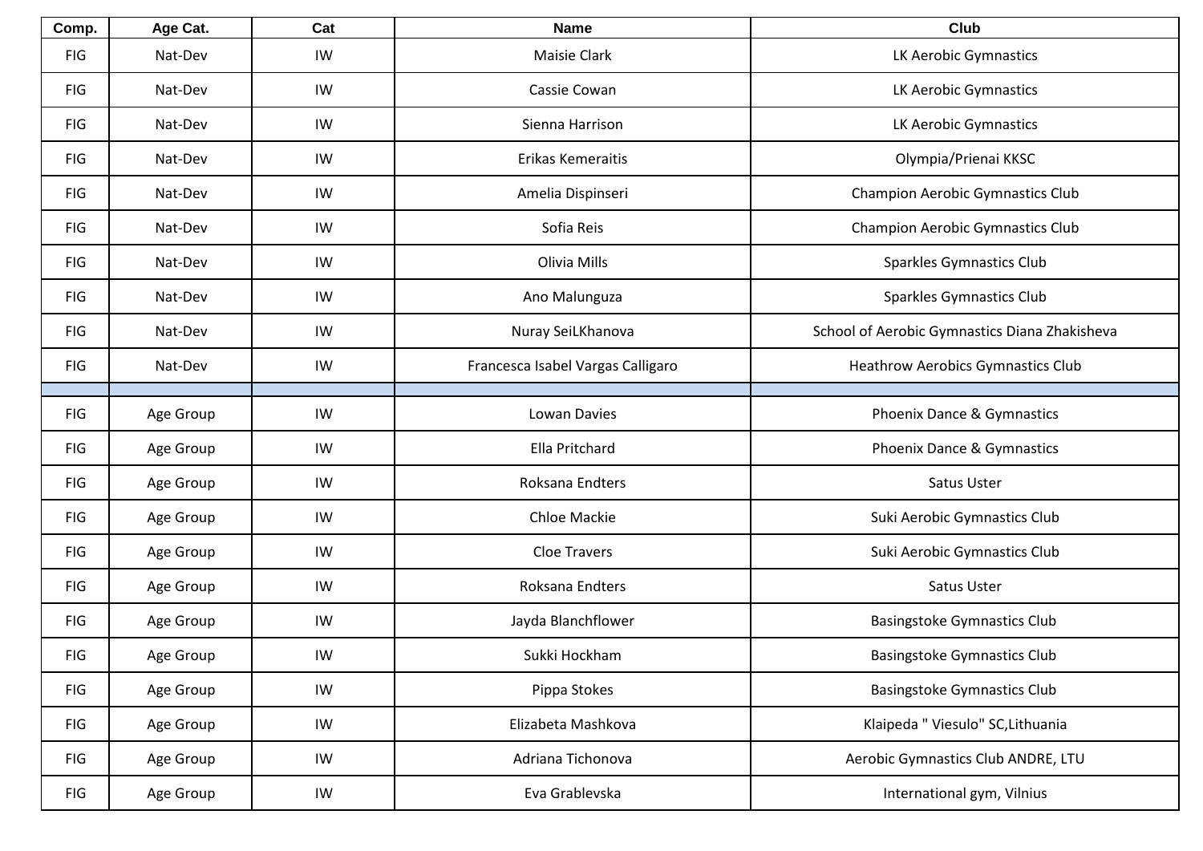| Comp. | Age Cat. | Cat | Name | Club |
|---|---|---|---|---|
| FIG | Nat-Dev | IW | Maisie Clark | LK Aerobic Gymnastics |
| FIG | Nat-Dev | IW | Cassie Cowan | LK Aerobic Gymnastics |
| FIG | Nat-Dev | IW | Sienna Harrison | LK Aerobic Gymnastics |
| FIG | Nat-Dev | IW | Erikas Kemeraitis | Olympia/Prienai KKSC |
| FIG | Nat-Dev | IW | Amelia Dispinseri | Champion Aerobic Gymnastics Club |
| FIG | Nat-Dev | IW | Sofia Reis | Champion Aerobic Gymnastics Club |
| FIG | Nat-Dev | IW | Olivia Mills | Sparkles Gymnastics Club |
| FIG | Nat-Dev | IW | Ano Malunguza | Sparkles Gymnastics Club |
| FIG | Nat-Dev | IW | Nuray SeiLKhanova | School of Aerobic Gymnastics Diana Zhakisheva |
| FIG | Nat-Dev | IW | Francesca Isabel Vargas Calligaro | Heathrow Aerobics Gymnastics Club |
| | | | | |
| FIG | Age Group | IW | Lowan Davies | Phoenix Dance & Gymnastics |
| FIG | Age Group | IW | Ella Pritchard | Phoenix Dance & Gymnastics |
| FIG | Age Group | IW | Roksana Endters | Satus Uster |
| FIG | Age Group | IW | Chloe Mackie | Suki Aerobic Gymnastics Club |
| FIG | Age Group | IW | Cloe Travers | Suki Aerobic Gymnastics Club |
| FIG | Age Group | IW | Roksana Endters | Satus Uster |
| FIG | Age Group | IW | Jayda Blanchflower | Basingstoke Gymnastics Club |
| FIG | Age Group | IW | Sukki Hockham | Basingstoke Gymnastics Club |
| FIG | Age Group | IW | Pippa Stokes | Basingstoke Gymnastics Club |
| FIG | Age Group | IW | Elizabeta Mashkova | Klaipeda " Viesulo" SC,Lithuania |
| FIG | Age Group | IW | Adriana Tichonova | Aerobic Gymnastics Club ANDRE, LTU |
| FIG | Age Group | IW | Eva Grablevska | International gym, Vilnius |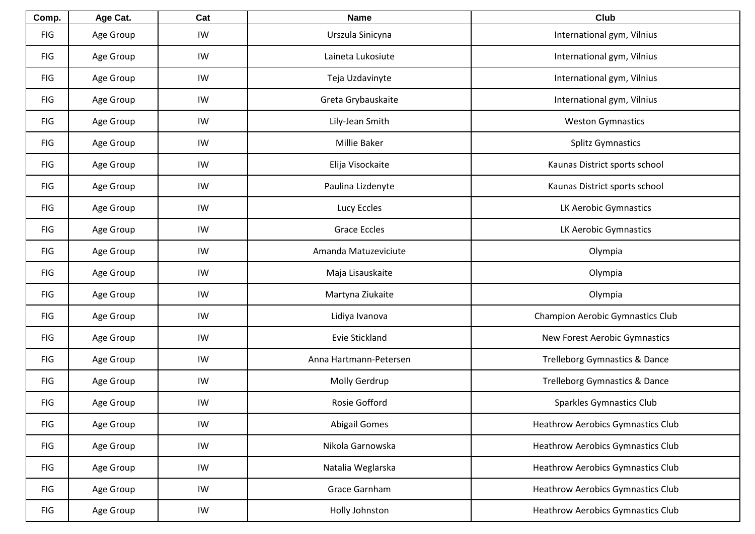| Comp. | Age Cat. | Cat | Name | Club |
|---|---|---|---|---|
| FIG | Age Group | IW | Urszula Sinicyna | International gym, Vilnius |
| FIG | Age Group | IW | Laineta Lukosiute | International gym, Vilnius |
| FIG | Age Group | IW | Teja Uzdavinyte | International gym, Vilnius |
| FIG | Age Group | IW | Greta Grybauskaite | International gym, Vilnius |
| FIG | Age Group | IW | Lily-Jean Smith | Weston Gymnastics |
| FIG | Age Group | IW | Millie Baker | Splitz Gymnastics |
| FIG | Age Group | IW | Elija Visockaite | Kaunas District sports school |
| FIG | Age Group | IW | Paulina Lizdenyte | Kaunas District sports school |
| FIG | Age Group | IW | Lucy Eccles | LK Aerobic Gymnastics |
| FIG | Age Group | IW | Grace Eccles | LK Aerobic Gymnastics |
| FIG | Age Group | IW | Amanda Matuzeviciute | Olympia |
| FIG | Age Group | IW | Maja Lisauskaite | Olympia |
| FIG | Age Group | IW | Martyna Ziukaite | Olympia |
| FIG | Age Group | IW | Lidiya Ivanova | Champion Aerobic Gymnastics Club |
| FIG | Age Group | IW | Evie Stickland | New Forest Aerobic Gymnastics |
| FIG | Age Group | IW | Anna Hartmann-Petersen | Trelleborg Gymnastics & Dance |
| FIG | Age Group | IW | Molly Gerdrup | Trelleborg Gymnastics & Dance |
| FIG | Age Group | IW | Rosie Gofford | Sparkles Gymnastics Club |
| FIG | Age Group | IW | Abigail Gomes | Heathrow Aerobics Gymnastics Club |
| FIG | Age Group | IW | Nikola Garnowska | Heathrow Aerobics Gymnastics Club |
| FIG | Age Group | IW | Natalia Weglarska | Heathrow Aerobics Gymnastics Club |
| FIG | Age Group | IW | Grace Garnham | Heathrow Aerobics Gymnastics Club |
| FIG | Age Group | IW | Holly Johnston | Heathrow Aerobics Gymnastics Club |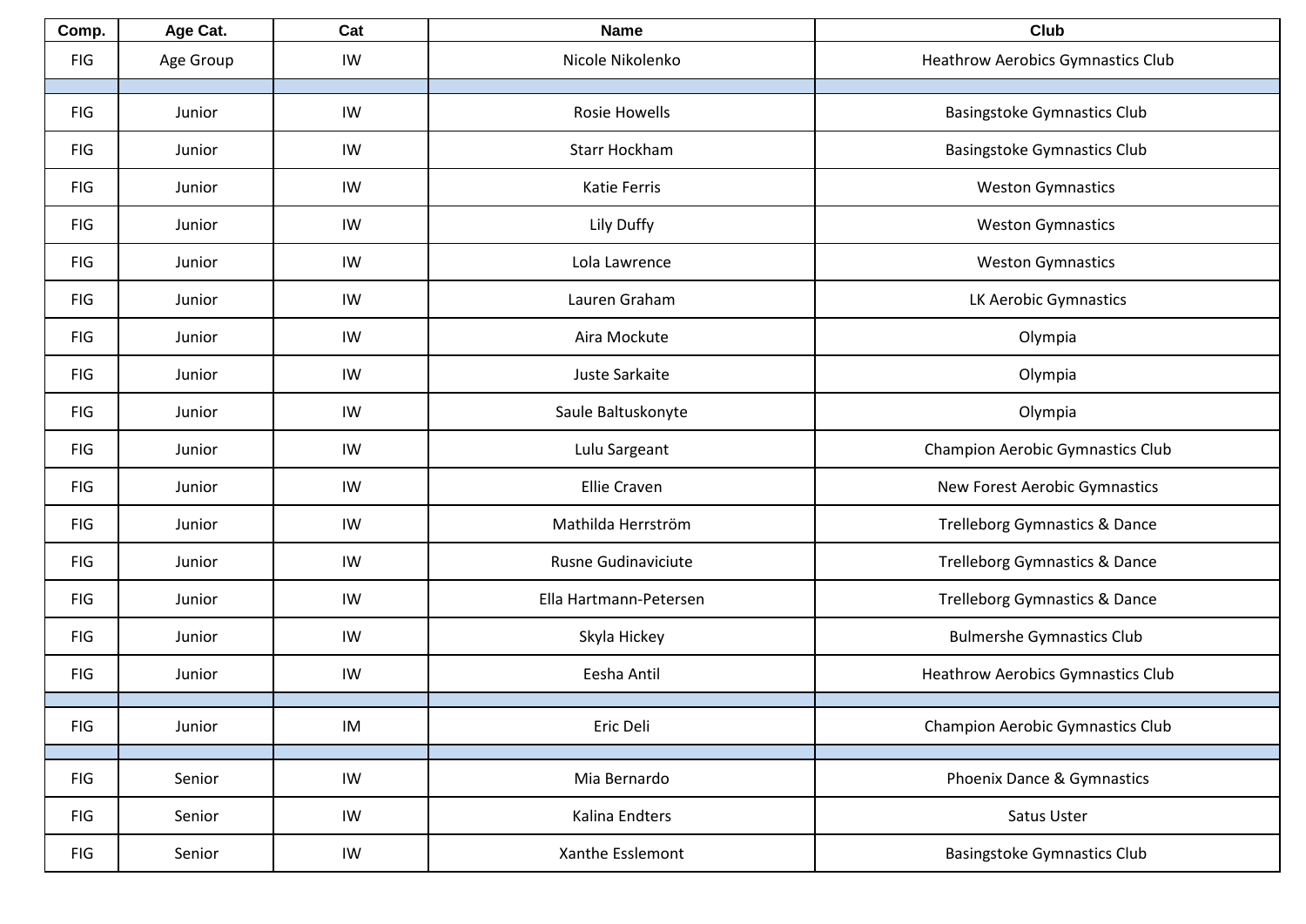| Comp. | Age Cat. | Cat | Name | Club |
|---|---|---|---|---|
| FIG | Age Group | IW | Nicole Nikolenko | Heathrow Aerobics Gymnastics Club |
| | | | | |
| FIG | Junior | IW | Rosie Howells | Basingstoke Gymnastics Club |
| FIG | Junior | IW | Starr Hockham | Basingstoke Gymnastics Club |
| FIG | Junior | IW | Katie Ferris | Weston Gymnastics |
| FIG | Junior | IW | Lily Duffy | Weston Gymnastics |
| FIG | Junior | IW | Lola Lawrence | Weston Gymnastics |
| FIG | Junior | IW | Lauren Graham | LK Aerobic Gymnastics |
| FIG | Junior | IW | Aira Mockute | Olympia |
| FIG | Junior | IW | Juste Sarkaite | Olympia |
| FIG | Junior | IW | Saule Baltuskonyte | Olympia |
| FIG | Junior | IW | Lulu Sargeant | Champion Aerobic Gymnastics Club |
| FIG | Junior | IW | Ellie Craven | New Forest Aerobic Gymnastics |
| FIG | Junior | IW | Mathilda Herrström | Trelleborg Gymnastics & Dance |
| FIG | Junior | IW | Rusne Gudinaviciute | Trelleborg Gymnastics & Dance |
| FIG | Junior | IW | Ella Hartmann-Petersen | Trelleborg Gymnastics & Dance |
| FIG | Junior | IW | Skyla Hickey | Bulmershe Gymnastics Club |
| FIG | Junior | IW | Eesha Antil | Heathrow Aerobics Gymnastics Club |
| | | | | |
| FIG | Junior | IM | Eric Deli | Champion Aerobic Gymnastics Club |
| | | | | |
| FIG | Senior | IW | Mia Bernardo | Phoenix Dance & Gymnastics |
| FIG | Senior | IW | Kalina Endters | Satus Uster |
| FIG | Senior | IW | Xanthe Esslemont | Basingstoke Gymnastics Club |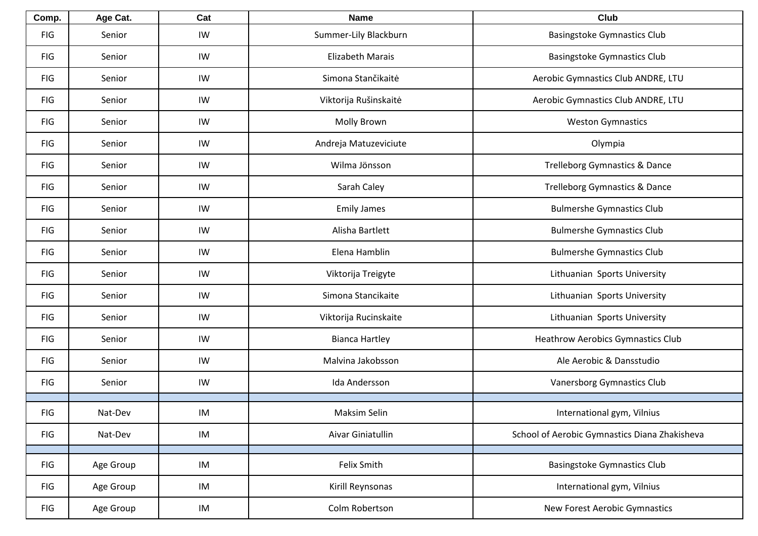| Comp. | Age Cat. | Cat | Name | Club |
|---|---|---|---|---|
| FIG | Senior | IW | Summer-Lily Blackburn | Basingstoke Gymnastics Club |
| FIG | Senior | IW | Elizabeth Marais | Basingstoke Gymnastics Club |
| FIG | Senior | IW | Simona Stančikaitė | Aerobic Gymnastics Club ANDRE, LTU |
| FIG | Senior | IW | Viktorija Rušinskaitė | Aerobic Gymnastics Club ANDRE, LTU |
| FIG | Senior | IW | Molly Brown | Weston Gymnastics |
| FIG | Senior | IW | Andreja Matuzeviciute | Olympia |
| FIG | Senior | IW | Wilma Jönsson | Trelleborg Gymnastics & Dance |
| FIG | Senior | IW | Sarah Caley | Trelleborg Gymnastics & Dance |
| FIG | Senior | IW | Emily James | Bulmershe Gymnastics Club |
| FIG | Senior | IW | Alisha Bartlett | Bulmershe Gymnastics Club |
| FIG | Senior | IW | Elena Hamblin | Bulmershe Gymnastics Club |
| FIG | Senior | IW | Viktorija Treigyte | Lithuanian Sports University |
| FIG | Senior | IW | Simona Stancikaite | Lithuanian Sports University |
| FIG | Senior | IW | Viktorija Rucinskaite | Lithuanian Sports University |
| FIG | Senior | IW | Bianca Hartley | Heathrow Aerobics Gymnastics Club |
| FIG | Senior | IW | Malvina Jakobsson | Ale Aerobic & Dansstudio |
| FIG | Senior | IW | Ida Andersson | Vanersborg Gymnastics Club |
| | | | | |
| FIG | Nat-Dev | IM | Maksim Selin | International gym, Vilnius |
| FIG | Nat-Dev | IM | Aivar Giniatullin | School of Aerobic Gymnastics Diana Zhakisheva |
| | | | | |
| FIG | Age Group | IM | Felix Smith | Basingstoke Gymnastics Club |
| FIG | Age Group | IM | Kirill Reynsonas | International gym, Vilnius |
| FIG | Age Group | IM | Colm Robertson | New Forest Aerobic Gymnastics |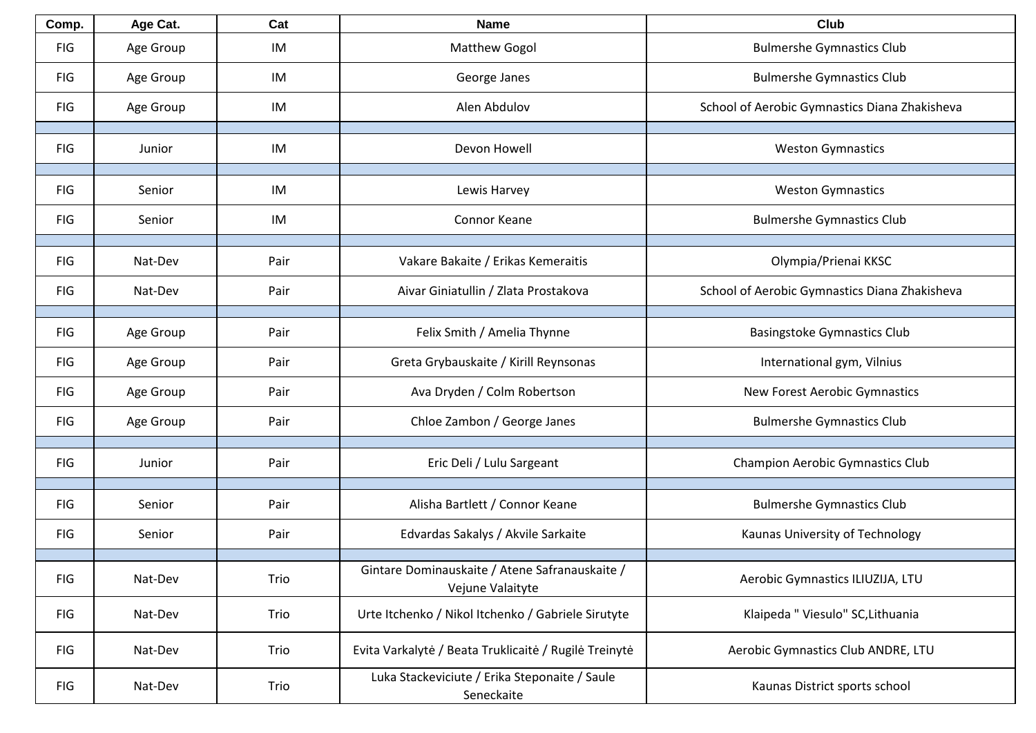| Comp. | Age Cat. | Cat | Name | Club |
|---|---|---|---|---|
| FIG | Age Group | IM | Matthew Gogol | Bulmershe Gymnastics Club |
| FIG | Age Group | IM | George Janes | Bulmershe Gymnastics Club |
| FIG | Age Group | IM | Alen Abdulov | School of Aerobic Gymnastics Diana Zhakisheva |
| | | | | |
| FIG | Junior | IM | Devon Howell | Weston Gymnastics |
| | | | | |
| FIG | Senior | IM | Lewis Harvey | Weston Gymnastics |
| FIG | Senior | IM | Connor Keane | Bulmershe Gymnastics Club |
| | | | | |
| FIG | Nat-Dev | Pair | Vakare Bakaite / Erikas Kemeraitis | Olympia/Prienai KKSC |
| FIG | Nat-Dev | Pair | Aivar Giniatullin / Zlata Prostakova | School of Aerobic Gymnastics Diana Zhakisheva |
| | | | | |
| FIG | Age Group | Pair | Felix Smith / Amelia Thynne | Basingstoke Gymnastics Club |
| FIG | Age Group | Pair | Greta Grybauskaite / Kirill Reynsonas | International gym, Vilnius |
| FIG | Age Group | Pair | Ava Dryden / Colm Robertson | New Forest Aerobic Gymnastics |
| FIG | Age Group | Pair | Chloe Zambon / George Janes | Bulmershe Gymnastics Club |
| | | | | |
| FIG | Junior | Pair | Eric Deli / Lulu Sargeant | Champion Aerobic Gymnastics Club |
| | | | | |
| FIG | Senior | Pair | Alisha Bartlett / Connor Keane | Bulmershe Gymnastics Club |
| FIG | Senior | Pair | Edvardas Sakalys / Akvile Sarkaite | Kaunas University of Technology |
| | | | | |
| FIG | Nat-Dev | Trio | Gintare Dominauskaite / Atene Safranauskaite / Vejune Valaityte | Aerobic Gymnastics ILIUZIJA, LTU |
| FIG | Nat-Dev | Trio | Urte Itchenko / Nikol Itchenko / Gabriele Sirutyte | Klaipeda " Viesulo" SC,Lithuania |
| FIG | Nat-Dev | Trio | Evita Varkalytė / Beata Truklicaitė / Rugilė Treinytė | Aerobic Gymnastics Club ANDRE, LTU |
| FIG | Nat-Dev | Trio | Luka Stackeviciute / Erika Steponaite / Saule Seneckaite | Kaunas District sports school |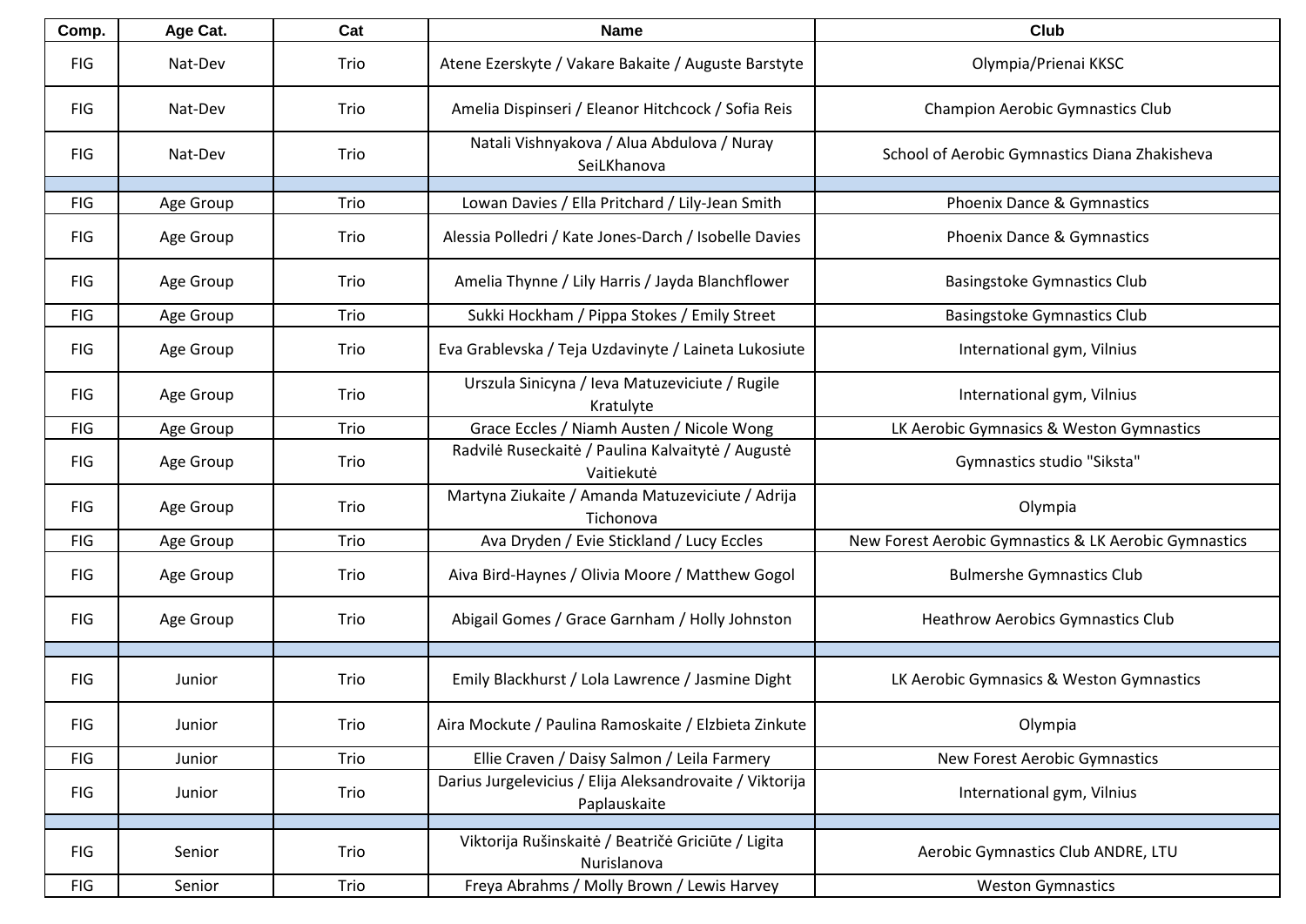| Comp. | Age Cat. | Cat | Name | Club |
|---|---|---|---|---|
| FIG | Nat-Dev | Trio | Atene Ezerskyte / Vakare Bakaite / Auguste Barstyte | Olympia/Prienai KKSC |
| FIG | Nat-Dev | Trio | Amelia Dispinseri / Eleanor Hitchcock / Sofia Reis | Champion Aerobic Gymnastics Club |
| FIG | Nat-Dev | Trio | Natali Vishnyakova / Alua Abdulova / Nuray SeiLKhanova | School of Aerobic Gymnastics Diana Zhakisheva |
| | | | | |
| FIG | Age Group | Trio | Lowan Davies / Ella Pritchard / Lily-Jean Smith | Phoenix Dance & Gymnastics |
| FIG | Age Group | Trio | Alessia Polledri / Kate Jones-Darch / Isobelle Davies | Phoenix Dance & Gymnastics |
| FIG | Age Group | Trio | Amelia Thynne / Lily Harris / Jayda Blanchflower | Basingstoke Gymnastics Club |
| FIG | Age Group | Trio | Sukki Hockham / Pippa Stokes / Emily Street | Basingstoke Gymnastics Club |
| FIG | Age Group | Trio | Eva Grablevska / Teja Uzdavinyte / Laineta Lukosiute | International gym, Vilnius |
| FIG | Age Group | Trio | Urszula Sinicyna / Ieva Matuzeviciute / Rugile Kratulyte | International gym, Vilnius |
| FIG | Age Group | Trio | Grace Eccles / Niamh Austen / Nicole Wong | LK Aerobic Gymnasics & Weston Gymnastics |
| FIG | Age Group | Trio | Radvilė Ruseckaitė / Paulina Kalvaitytė / Augustė Vaitiekutė | Gymnastics studio "Siksta" |
| FIG | Age Group | Trio | Martyna Ziukaite / Amanda Matuzeviciute / Adrija Tichonova | Olympia |
| FIG | Age Group | Trio | Ava Dryden / Evie Stickland / Lucy Eccles | New Forest Aerobic Gymnastics & LK Aerobic Gymnastics |
| FIG | Age Group | Trio | Aiva Bird-Haynes / Olivia Moore / Matthew Gogol | Bulmershe Gymnastics Club |
| FIG | Age Group | Trio | Abigail Gomes / Grace Garnham / Holly Johnston | Heathrow Aerobics Gymnastics Club |
| | | | | |
| FIG | Junior | Trio | Emily Blackhurst / Lola Lawrence / Jasmine Dight | LK Aerobic Gymnasics & Weston Gymnastics |
| FIG | Junior | Trio | Aira Mockute / Paulina Ramoskaite / Elzbieta Zinkute | Olympia |
| FIG | Junior | Trio | Ellie Craven / Daisy Salmon / Leila Farmery | New Forest Aerobic Gymnastics |
| FIG | Junior | Trio | Darius Jurgelevicius / Elija Aleksandrovaite / Viktorija Paplauskaite | International gym, Vilnius |
| | | | | |
| FIG | Senior | Trio | Viktorija Rušinskaitė / Beatričė Griciūte / Ligita Nurislanova | Aerobic Gymnastics Club ANDRE, LTU |
| FIG | Senior | Trio | Freya Abrahms / Molly Brown / Lewis Harvey | Weston Gymnastics |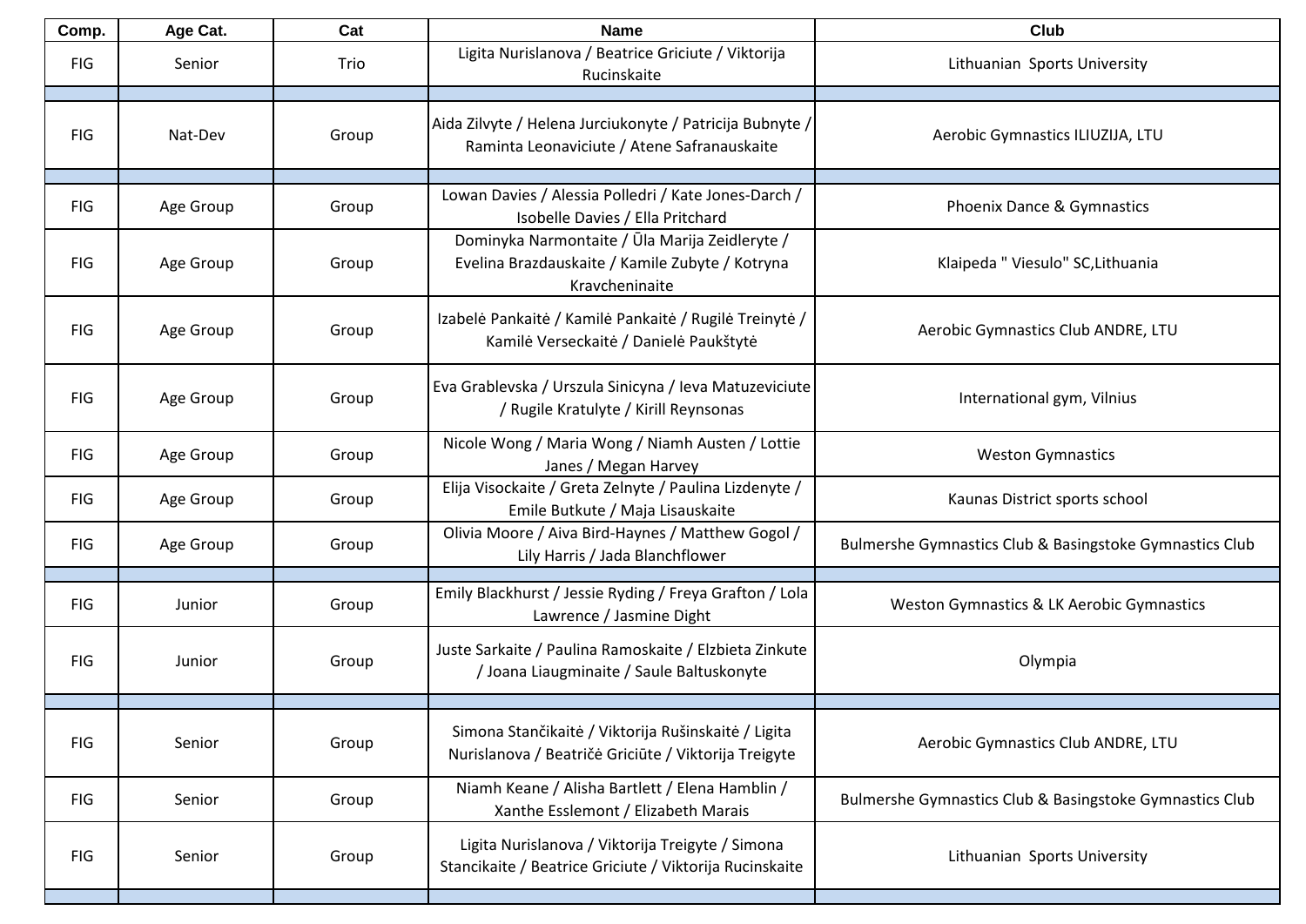| Comp. | Age Cat. | Cat | Name | Club |
| --- | --- | --- | --- | --- |
| FIG | Senior | Trio | Ligita Nurislanova / Beatrice Griciute / Viktorija Rucinskaite | Lithuanian  Sports University |
| | | | | |
| FIG | Nat-Dev | Group | Aida Zilvyte / Helena Jurciukonyte / Patricija Bubnyte / Raminta Leonaviciute / Atene Safranauskaite | Aerobic Gymnastics ILIUZIJA, LTU |
| | | | | |
| FIG | Age Group | Group | Lowan Davies / Alessia Polledri / Kate Jones-Darch / Isobelle Davies / Ella Pritchard | Phoenix Dance & Gymnastics |
| FIG | Age Group | Group | Dominyka Narmontaite / Ūla Marija Zeidleryte / Evelina Brazdauskaite / Kamile Zubyte / Kotryna Kravcheninaite | Klaipeda " Viesulo" SC,Lithuania |
| FIG | Age Group | Group | Izabelė Pankaitė / Kamilė Pankaitė / Rugilė Treinytė / Kamilė Verseckaitė / Danielė Paukštytė | Aerobic Gymnastics Club ANDRE, LTU |
| FIG | Age Group | Group | Eva Grablevska / Urszula Sinicyna / Ieva Matuzeviciute / Rugile Kratulyte / Kirill Reynsonas | International gym, Vilnius |
| FIG | Age Group | Group | Nicole Wong / Maria Wong / Niamh Austen / Lottie Janes / Megan Harvey | Weston Gymnastics |
| FIG | Age Group | Group | Elija Visockaite / Greta Zelnyte / Paulina Lizdenyte / Emile Butkute / Maja Lisauskaite | Kaunas District sports school |
| FIG | Age Group | Group | Olivia Moore / Aiva Bird-Haynes / Matthew Gogol / Lily Harris / Jada Blanchflower | Bulmershe Gymnastics Club & Basingstoke Gymnastics Club |
| | | | | |
| FIG | Junior | Group | Emily Blackhurst / Jessie Ryding / Freya Grafton / Lola Lawrence / Jasmine Dight | Weston Gymnastics & LK Aerobic Gymnastics |
| FIG | Junior | Group | Juste Sarkaite / Paulina Ramoskaite / Elzbieta Zinkute / Joana Liaugminaite / Saule Baltuskonyte | Olympia |
| | | | | |
| FIG | Senior | Group | Simona Stančikaitė / Viktorija Rušinskaitė / Ligita Nurislanova / Beatričė Griciūte / Viktorija Treigyte | Aerobic Gymnastics Club ANDRE, LTU |
| FIG | Senior | Group | Niamh Keane / Alisha Bartlett / Elena Hamblin / Xanthe Esslemont / Elizabeth Marais | Bulmershe Gymnastics Club & Basingstoke Gymnastics Club |
| FIG | Senior | Group | Ligita Nurislanova / Viktorija Treigyte / Simona Stancikaite / Beatrice Griciute / Viktorija Rucinskaite | Lithuanian  Sports University |
| | | | | |